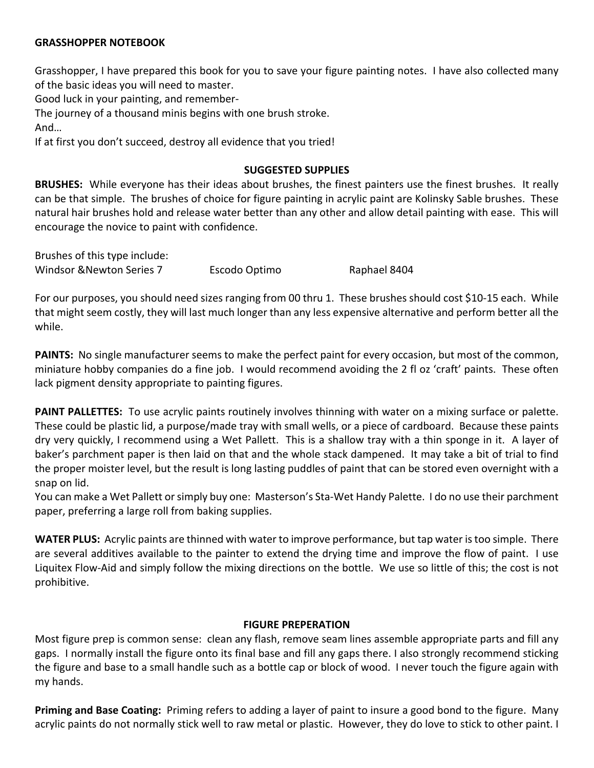**GRASSHOPPER NOTEBOOK**

Grasshopper, I have prepared this book for you to save your figure painting notes. I have also collected many of the basic ideas you will need to master.
Good luck in your painting, and remember-
The journey of a thousand minis begins with one brush stroke.
And…
If at first you don't succeed, destroy all evidence that you tried!

## SUGGESTED SUPPLIES

**BRUSHES:** While everyone has their ideas about brushes, the finest painters use the finest brushes. It really can be that simple. The brushes of choice for figure painting in acrylic paint are Kolinsky Sable brushes. These natural hair brushes hold and release water better than any other and allow detail painting with ease. This will encourage the novice to paint with confidence.

Brushes of this type include:
Windsor &Newton Series 7 Escodo Optimo Raphael 8404

For our purposes, you should need sizes ranging from 00 thru 1. These brushes should cost $10-15 each. While that might seem costly, they will last much longer than any less expensive alternative and perform better all the while.

**PAINTS:** No single manufacturer seems to make the perfect paint for every occasion, but most of the common, miniature hobby companies do a fine job. I would recommend avoiding the 2 fl oz 'craft' paints. These often lack pigment density appropriate to painting figures.

**PAINT PALLETTES:** To use acrylic paints routinely involves thinning with water on a mixing surface or palette. These could be plastic lid, a purpose/made tray with small wells, or a piece of cardboard. Because these paints dry very quickly, I recommend using a Wet Pallett. This is a shallow tray with a thin sponge in it. A layer of baker's parchment paper is then laid on that and the whole stack dampened. It may take a bit of trial to find the proper moister level, but the result is long lasting puddles of paint that can be stored even overnight with a snap on lid.
You can make a Wet Pallett or simply buy one: Masterson's Sta-Wet Handy Palette. I do no use their parchment paper, preferring a large roll from baking supplies.

**WATER PLUS:** Acrylic paints are thinned with water to improve performance, but tap water is too simple. There are several additives available to the painter to extend the drying time and improve the flow of paint. I use Liquitex Flow-Aid and simply follow the mixing directions on the bottle. We use so little of this; the cost is not prohibitive.

## FIGURE PREPERATION

Most figure prep is common sense: clean any flash, remove seam lines assemble appropriate parts and fill any gaps. I normally install the figure onto its final base and fill any gaps there. I also strongly recommend sticking the figure and base to a small handle such as a bottle cap or block of wood. I never touch the figure again with my hands.

**Priming and Base Coating:** Priming refers to adding a layer of paint to insure a good bond to the figure. Many acrylic paints do not normally stick well to raw metal or plastic. However, they do love to stick to other paint. I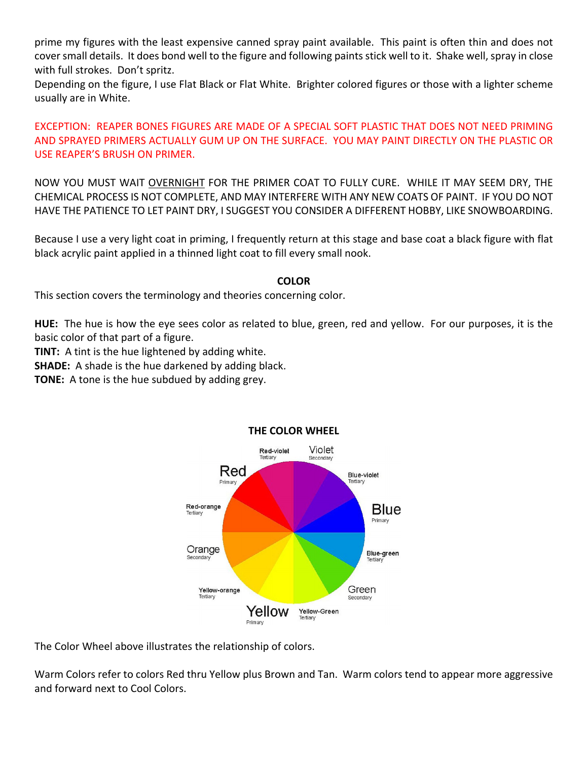prime my figures with the least expensive canned spray paint available. This paint is often thin and does not cover small details. It does bond well to the figure and following paints stick well to it. Shake well, spray in close with full strokes. Don't spritz.

Depending on the figure, I use Flat Black or Flat White. Brighter colored figures or those with a lighter scheme usually are in White.

EXCEPTION: REAPER BONES FIGURES ARE MADE OF A SPECIAL SOFT PLASTIC THAT DOES NOT NEED PRIMING AND SPRAYED PRIMERS ACTUALLY GUM UP ON THE SURFACE. YOU MAY PAINT DIRECTLY ON THE PLASTIC OR USE REAPER'S BRUSH ON PRIMER.

NOW YOU MUST WAIT OVERNIGHT FOR THE PRIMER COAT TO FULLY CURE. WHILE IT MAY SEEM DRY, THE CHEMICAL PROCESS IS NOT COMPLETE, AND MAY INTERFERE WITH ANY NEW COATS OF PAINT. IF YOU DO NOT HAVE THE PATIENCE TO LET PAINT DRY, I SUGGEST YOU CONSIDER A DIFFERENT HOBBY, LIKE SNOWBOARDING.

Because I use a very light coat in priming, I frequently return at this stage and base coat a black figure with flat black acrylic paint applied in a thinned light coat to fill every small nook.

## COLOR

This section covers the terminology and theories concerning color.

**HUE:** The hue is how the eye sees color as related to blue, green, red and yellow. For our purposes, it is the basic color of that part of a figure.

**TINT:** A tint is the hue lightened by adding white.

**SHADE:** A shade is the hue darkened by adding black.

**TONE:** A tone is the hue subdued by adding grey.

### THE COLOR WHEEL

Red-violet Tertiary, Violet Secondary, Blue-violet Tertiary, Blue Primary, Blue-green Tertiary, Green Secondary, Yellow-Green Tertiary, Yellow Primary, Yellow-orange Tertiary, Orange Secondary, Red-orange Tertiary, Red Primary

The Color Wheel above illustrates the relationship of colors.

Warm Colors refer to colors Red thru Yellow plus Brown and Tan. Warm colors tend to appear more aggressive and forward next to Cool Colors.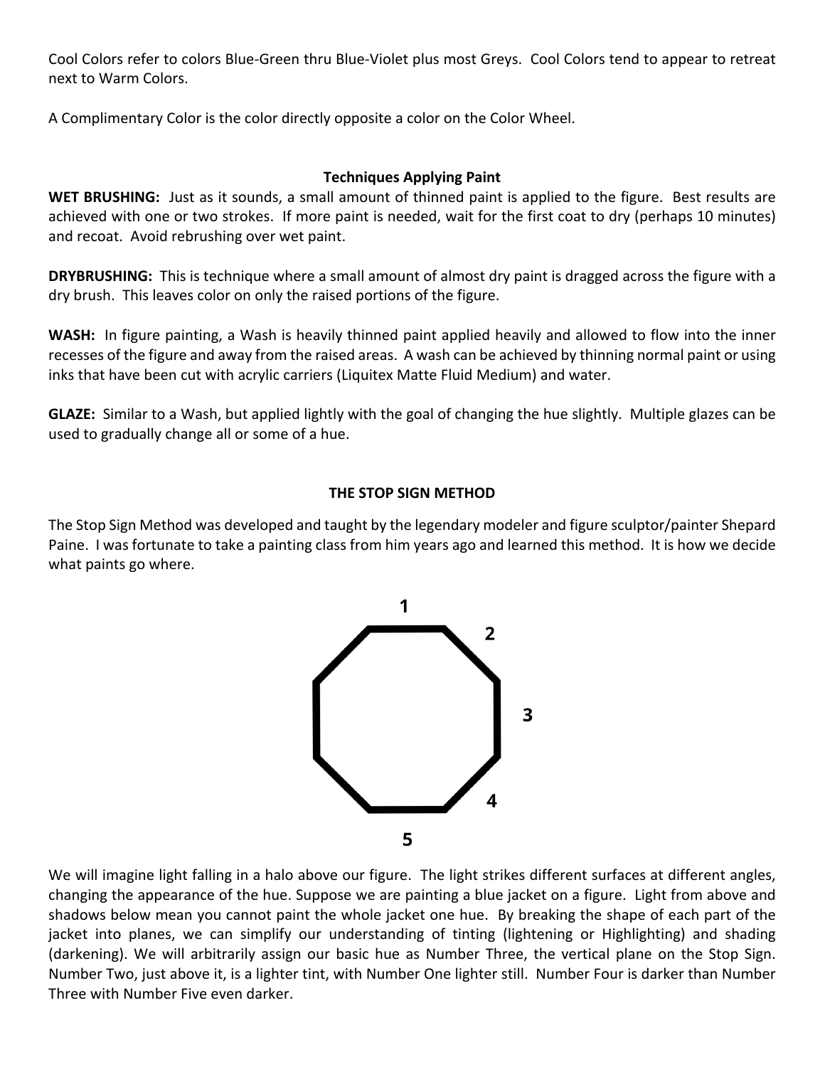Cool Colors refer to colors Blue-Green thru Blue-Violet plus most Greys. Cool Colors tend to appear to retreat next to Warm Colors.

A Complimentary Color is the color directly opposite a color on the Color Wheel.

### Techniques Applying Paint

**WET BRUSHING:** Just as it sounds, a small amount of thinned paint is applied to the figure. Best results are achieved with one or two strokes. If more paint is needed, wait for the first coat to dry (perhaps 10 minutes) and recoat. Avoid rebrushing over wet paint.

**DRYBRUSHING:** This is technique where a small amount of almost dry paint is dragged across the figure with a dry brush. This leaves color on only the raised portions of the figure.

**WASH:** In figure painting, a Wash is heavily thinned paint applied heavily and allowed to flow into the inner recesses of the figure and away from the raised areas. A wash can be achieved by thinning normal paint or using inks that have been cut with acrylic carriers (Liquitex Matte Fluid Medium) and water.

**GLAZE:** Similar to a Wash, but applied lightly with the goal of changing the hue slightly. Multiple glazes can be used to gradually change all or some of a hue.

### THE STOP SIGN METHOD

The Stop Sign Method was developed and taught by the legendary modeler and figure sculptor/painter Shepard Paine. I was fortunate to take a painting class from him years ago and learned this method. It is how we decide what paints go where.

1

2

3

4

5

We will imagine light falling in a halo above our figure. The light strikes different surfaces at different angles, changing the appearance of the hue. Suppose we are painting a blue jacket on a figure. Light from above and shadows below mean you cannot paint the whole jacket one hue. By breaking the shape of each part of the jacket into planes, we can simplify our understanding of tinting (lightening or Highlighting) and shading (darkening). We will arbitrarily assign our basic hue as Number Three, the vertical plane on the Stop Sign. Number Two, just above it, is a lighter tint, with Number One lighter still. Number Four is darker than Number Three with Number Five even darker.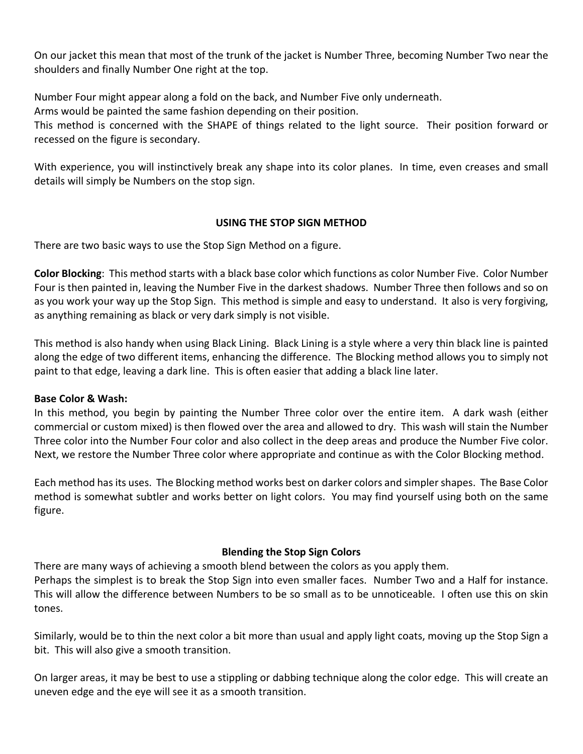On our jacket this mean that most of the trunk of the jacket is Number Three, becoming Number Two near the shoulders and finally Number One right at the top.

Number Four might appear along a fold on the back, and Number Five only underneath.
Arms would be painted the same fashion depending on their position.
This method is concerned with the SHAPE of things related to the light source. Their position forward or recessed on the figure is secondary.

With experience, you will instinctively break any shape into its color planes. In time, even creases and small details will simply be Numbers on the stop sign.

## USING THE STOP SIGN METHOD

There are two basic ways to use the Stop Sign Method on a figure.

**Color Blocking**: This method starts with a black base color which functions as color Number Five. Color Number Four is then painted in, leaving the Number Five in the darkest shadows. Number Three then follows and so on as you work your way up the Stop Sign. This method is simple and easy to understand. It also is very forgiving, as anything remaining as black or very dark simply is not visible.

This method is also handy when using Black Lining. Black Lining is a style where a very thin black line is painted along the edge of two different items, enhancing the difference. The Blocking method allows you to simply not paint to that edge, leaving a dark line. This is often easier that adding a black line later.

**Base Color & Wash:**
In this method, you begin by painting the Number Three color over the entire item. A dark wash (either commercial or custom mixed) is then flowed over the area and allowed to dry. This wash will stain the Number Three color into the Number Four color and also collect in the deep areas and produce the Number Five color. Next, we restore the Number Three color where appropriate and continue as with the Color Blocking method.

Each method has its uses. The Blocking method works best on darker colors and simpler shapes. The Base Color method is somewhat subtler and works better on light colors. You may find yourself using both on the same figure.

## Blending the Stop Sign Colors

There are many ways of achieving a smooth blend between the colors as you apply them.
Perhaps the simplest is to break the Stop Sign into even smaller faces. Number Two and a Half for instance. This will allow the difference between Numbers to be so small as to be unnoticeable. I often use this on skin tones.

Similarly, would be to thin the next color a bit more than usual and apply light coats, moving up the Stop Sign a bit. This will also give a smooth transition.

On larger areas, it may be best to use a stippling or dabbing technique along the color edge. This will create an uneven edge and the eye will see it as a smooth transition.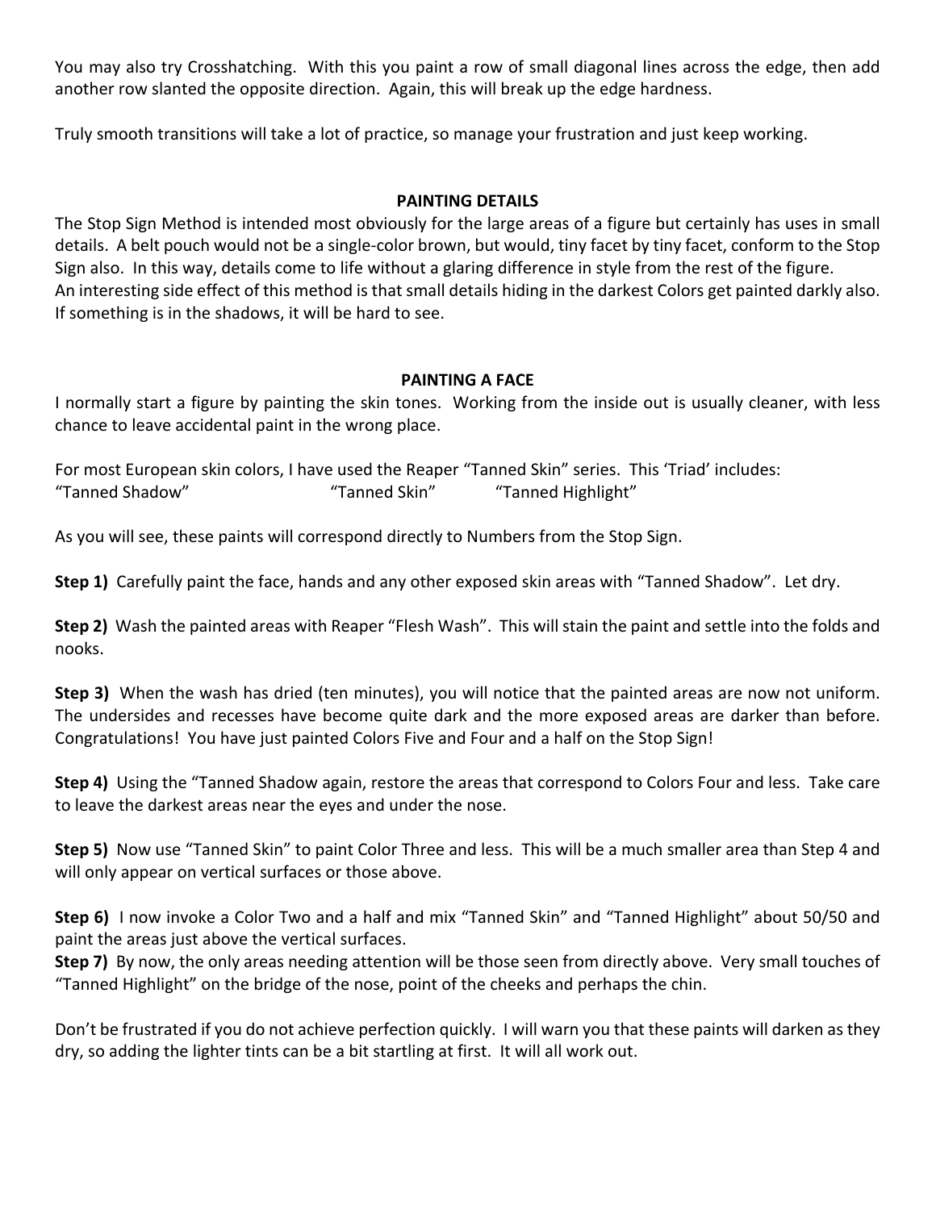You may also try Crosshatching. With this you paint a row of small diagonal lines across the edge, then add another row slanted the opposite direction. Again, this will break up the edge hardness.

Truly smooth transitions will take a lot of practice, so manage your frustration and just keep working.

## PAINTING DETAILS

The Stop Sign Method is intended most obviously for the large areas of a figure but certainly has uses in small details. A belt pouch would not be a single-color brown, but would, tiny facet by tiny facet, conform to the Stop Sign also. In this way, details come to life without a glaring difference in style from the rest of the figure.
An interesting side effect of this method is that small details hiding in the darkest Colors get painted darkly also. If something is in the shadows, it will be hard to see.

## PAINTING A FACE

I normally start a figure by painting the skin tones. Working from the inside out is usually cleaner, with less chance to leave accidental paint in the wrong place.

For most European skin colors, I have used the Reaper "Tanned Skin" series. This 'Triad' includes:
"Tanned Shadow" "Tanned Skin" "Tanned Highlight"

As you will see, these paints will correspond directly to Numbers from the Stop Sign.

**Step 1)** Carefully paint the face, hands and any other exposed skin areas with "Tanned Shadow". Let dry.

**Step 2)** Wash the painted areas with Reaper "Flesh Wash". This will stain the paint and settle into the folds and nooks.

**Step 3)** When the wash has dried (ten minutes), you will notice that the painted areas are now not uniform. The undersides and recesses have become quite dark and the more exposed areas are darker than before. Congratulations! You have just painted Colors Five and Four and a half on the Stop Sign!

**Step 4)** Using the "Tanned Shadow again, restore the areas that correspond to Colors Four and less. Take care to leave the darkest areas near the eyes and under the nose.

**Step 5)** Now use "Tanned Skin" to paint Color Three and less. This will be a much smaller area than Step 4 and will only appear on vertical surfaces or those above.

**Step 6)** I now invoke a Color Two and a half and mix "Tanned Skin" and "Tanned Highlight" about 50/50 and paint the areas just above the vertical surfaces.
**Step 7)** By now, the only areas needing attention will be those seen from directly above. Very small touches of "Tanned Highlight" on the bridge of the nose, point of the cheeks and perhaps the chin.

Don't be frustrated if you do not achieve perfection quickly. I will warn you that these paints will darken as they dry, so adding the lighter tints can be a bit startling at first. It will all work out.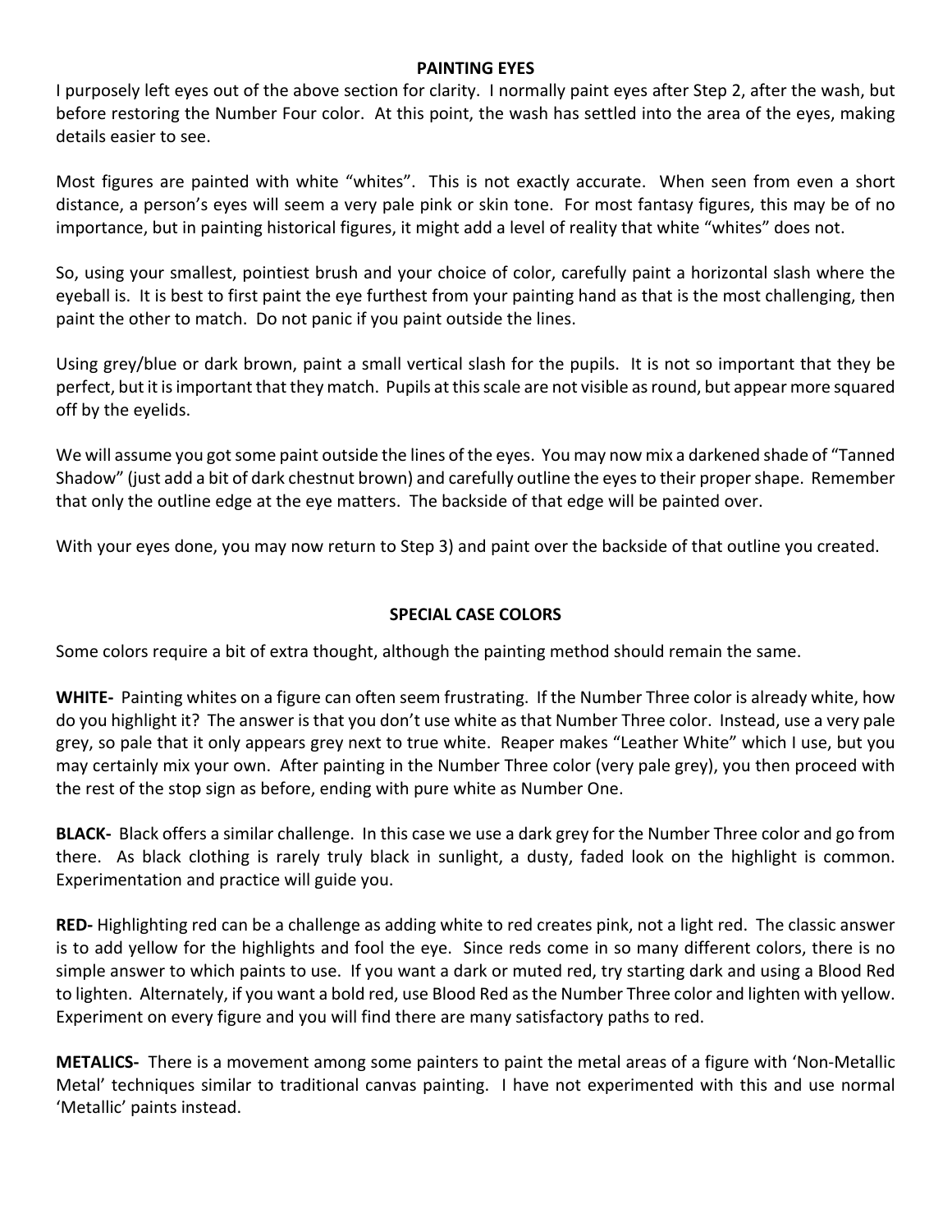## PAINTING EYES

I purposely left eyes out of the above section for clarity. I normally paint eyes after Step 2, after the wash, but before restoring the Number Four color. At this point, the wash has settled into the area of the eyes, making details easier to see.

Most figures are painted with white "whites". This is not exactly accurate. When seen from even a short distance, a person's eyes will seem a very pale pink or skin tone. For most fantasy figures, this may be of no importance, but in painting historical figures, it might add a level of reality that white "whites" does not.

So, using your smallest, pointiest brush and your choice of color, carefully paint a horizontal slash where the eyeball is. It is best to first paint the eye furthest from your painting hand as that is the most challenging, then paint the other to match. Do not panic if you paint outside the lines.

Using grey/blue or dark brown, paint a small vertical slash for the pupils. It is not so important that they be perfect, but it is important that they match. Pupils at this scale are not visible as round, but appear more squared off by the eyelids.

We will assume you got some paint outside the lines of the eyes. You may now mix a darkened shade of "Tanned Shadow" (just add a bit of dark chestnut brown) and carefully outline the eyes to their proper shape. Remember that only the outline edge at the eye matters. The backside of that edge will be painted over.

With your eyes done, you may now return to Step 3) and paint over the backside of that outline you created.

## SPECIAL CASE COLORS

Some colors require a bit of extra thought, although the painting method should remain the same.

**WHITE-** Painting whites on a figure can often seem frustrating. If the Number Three color is already white, how do you highlight it? The answer is that you don't use white as that Number Three color. Instead, use a very pale grey, so pale that it only appears grey next to true white. Reaper makes "Leather White" which I use, but you may certainly mix your own. After painting in the Number Three color (very pale grey), you then proceed with the rest of the stop sign as before, ending with pure white as Number One.

**BLACK-** Black offers a similar challenge. In this case we use a dark grey for the Number Three color and go from there. As black clothing is rarely truly black in sunlight, a dusty, faded look on the highlight is common. Experimentation and practice will guide you.

**RED-** Highlighting red can be a challenge as adding white to red creates pink, not a light red. The classic answer is to add yellow for the highlights and fool the eye. Since reds come in so many different colors, there is no simple answer to which paints to use. If you want a dark or muted red, try starting dark and using a Blood Red to lighten. Alternately, if you want a bold red, use Blood Red as the Number Three color and lighten with yellow. Experiment on every figure and you will find there are many satisfactory paths to red.

**METALICS-** There is a movement among some painters to paint the metal areas of a figure with 'Non-Metallic Metal' techniques similar to traditional canvas painting. I have not experimented with this and use normal 'Metallic' paints instead.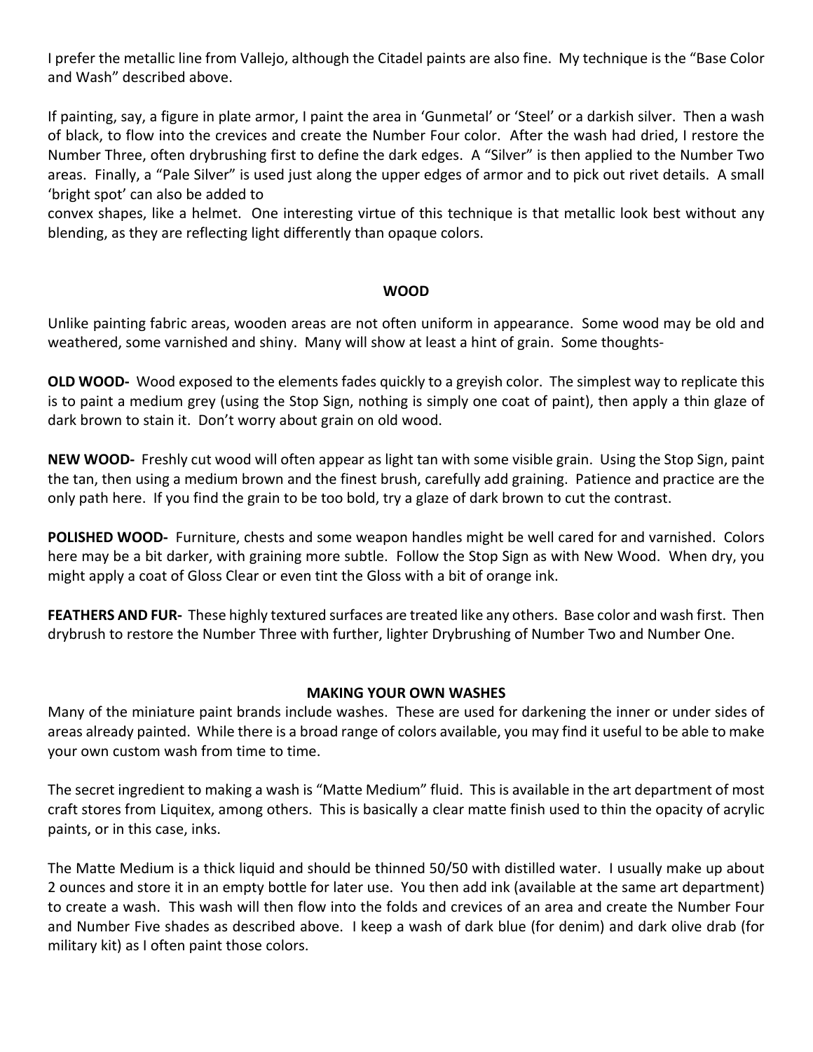I prefer the metallic line from Vallejo, although the Citadel paints are also fine. My technique is the "Base Color and Wash" described above.

If painting, say, a figure in plate armor, I paint the area in 'Gunmetal' or 'Steel' or a darkish silver. Then a wash of black, to flow into the crevices and create the Number Four color. After the wash had dried, I restore the Number Three, often drybrushing first to define the dark edges. A "Silver" is then applied to the Number Two areas. Finally, a "Pale Silver" is used just along the upper edges of armor and to pick out rivet details. A small 'bright spot' can also be added to convex shapes, like a helmet. One interesting virtue of this technique is that metallic look best without any blending, as they are reflecting light differently than opaque colors.

## WOOD

Unlike painting fabric areas, wooden areas are not often uniform in appearance. Some wood may be old and weathered, some varnished and shiny. Many will show at least a hint of grain. Some thoughts-

**OLD WOOD-** Wood exposed to the elements fades quickly to a greyish color. The simplest way to replicate this is to paint a medium grey (using the Stop Sign, nothing is simply one coat of paint), then apply a thin glaze of dark brown to stain it. Don't worry about grain on old wood.

**NEW WOOD-** Freshly cut wood will often appear as light tan with some visible grain. Using the Stop Sign, paint the tan, then using a medium brown and the finest brush, carefully add graining. Patience and practice are the only path here. If you find the grain to be too bold, try a glaze of dark brown to cut the contrast.

**POLISHED WOOD-** Furniture, chests and some weapon handles might be well cared for and varnished. Colors here may be a bit darker, with graining more subtle. Follow the Stop Sign as with New Wood. When dry, you might apply a coat of Gloss Clear or even tint the Gloss with a bit of orange ink.

**FEATHERS AND FUR-** These highly textured surfaces are treated like any others. Base color and wash first. Then drybrush to restore the Number Three with further, lighter Drybrushing of Number Two and Number One.

## MAKING YOUR OWN WASHES

Many of the miniature paint brands include washes. These are used for darkening the inner or under sides of areas already painted. While there is a broad range of colors available, you may find it useful to be able to make your own custom wash from time to time.

The secret ingredient to making a wash is "Matte Medium" fluid. This is available in the art department of most craft stores from Liquitex, among others. This is basically a clear matte finish used to thin the opacity of acrylic paints, or in this case, inks.

The Matte Medium is a thick liquid and should be thinned 50/50 with distilled water. I usually make up about 2 ounces and store it in an empty bottle for later use. You then add ink (available at the same art department) to create a wash. This wash will then flow into the folds and crevices of an area and create the Number Four and Number Five shades as described above. I keep a wash of dark blue (for denim) and dark olive drab (for military kit) as I often paint those colors.